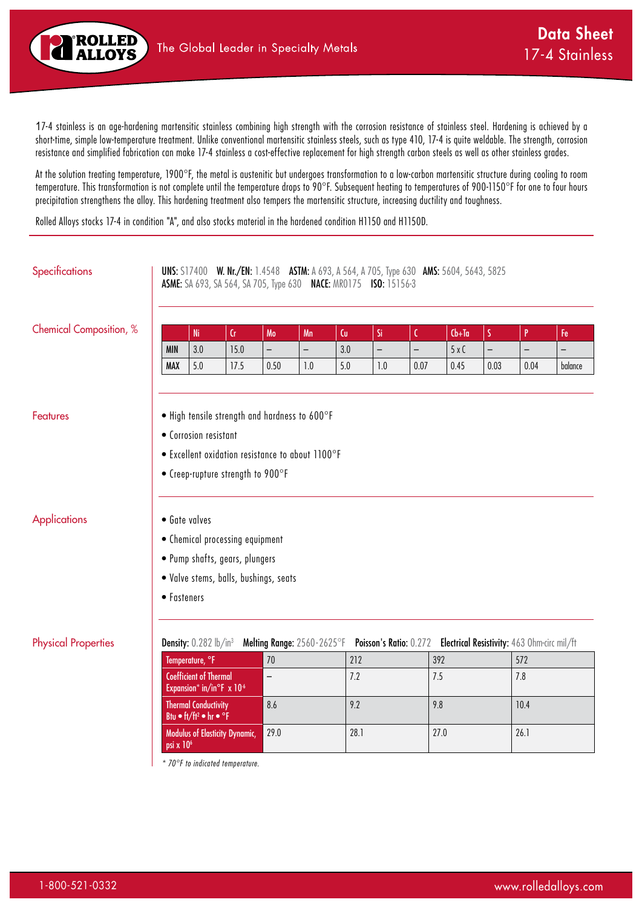# Data Sheet
## 17-4 Stainless

17-4 stainless is an age-hardening martensitic stainless combining high strength with the corrosion resistance of stainless steel. Hardening is achieved by a short-time, simple low-temperature treatment. Unlike conventional martensitic stainless steels, such as type 410, 17-4 is quite weldable. The strength, corrosion resistance and simplified fabrication can make 17-4 stainless a cost-effective replacement for high strength carbon steels as well as other stainless grades.

At the solution treating temperature, 1900°F, the metal is austenitic but undergoes transformation to a low-carbon martensitic structure during cooling to room temperature. This transformation is not complete until the temperature drops to 90°F. Subsequent heating to temperatures of 900-1150°F for one to four hours precipitation strengthens the alloy. This hardening treatment also tempers the martensitic structure, increasing ductility and toughness.

Rolled Alloys stocks 17-4 in condition "A", and also stocks material in the hardened condition H1150 and H1150D.

## Specifications

**UNS:** S17400 **W. Nr./EN:** 1.4548 **ASTM:** A 693, A 564, A 705, Type 630 **AMS:** 5604, 5643, 5825
**ASME:** SA 693, SA 564, SA 705, Type 630 **NACE:** MR0175 **ISO:** 15156-3

## Chemical Composition, %

| | Ni | Cr | Mo | Mn | Cu | Si | C | Cb+Ta | S | P | Fe |
|---|---|---|---|---|---|---|---|---|---|---|---|
| MIN | 3.0 | 15.0 | – | – | 3.0 | – | – | 5 x C | – | – | – |
| MAX | 5.0 | 17.5 | 0.50 | 1.0 | 5.0 | 1.0 | 0.07 | 0.45 | 0.03 | 0.04 | balance |

## Features

- High tensile strength and hardness to 600°F
- Corrosion resistant
- Excellent oxidation resistance to about 1100°F
- Creep-rupture strength to 900°F

## Applications

- Gate valves
- Chemical processing equipment
- Pump shafts, gears, plungers
- Valve stems, balls, bushings, seats
- Fasteners

## Physical Properties

**Density:** 0.282 lb/in³ **Melting Range:** 2560-2625°F **Poisson's Ratio:** 0.272 **Electrical Resistivity:** 463 Ohm-circ mil/ft

| Temperature, °F | 70 | 212 | 392 | 572 |
|---|---|---|---|---|
| Coefficient of Thermal Expansion* in/in°F x $10^{-6}$ | – | 7.2 | 7.5 | 7.8 |
| Thermal Conductivity Btu • ft/ft² • hr • °F | 8.6 | 9.2 | 9.8 | 10.4 |
| Modulus of Elasticity Dynamic, psi x $10^6$ | 29.0 | 28.1 | 27.0 | 26.1 |

*\* 70°F to indicated temperature.*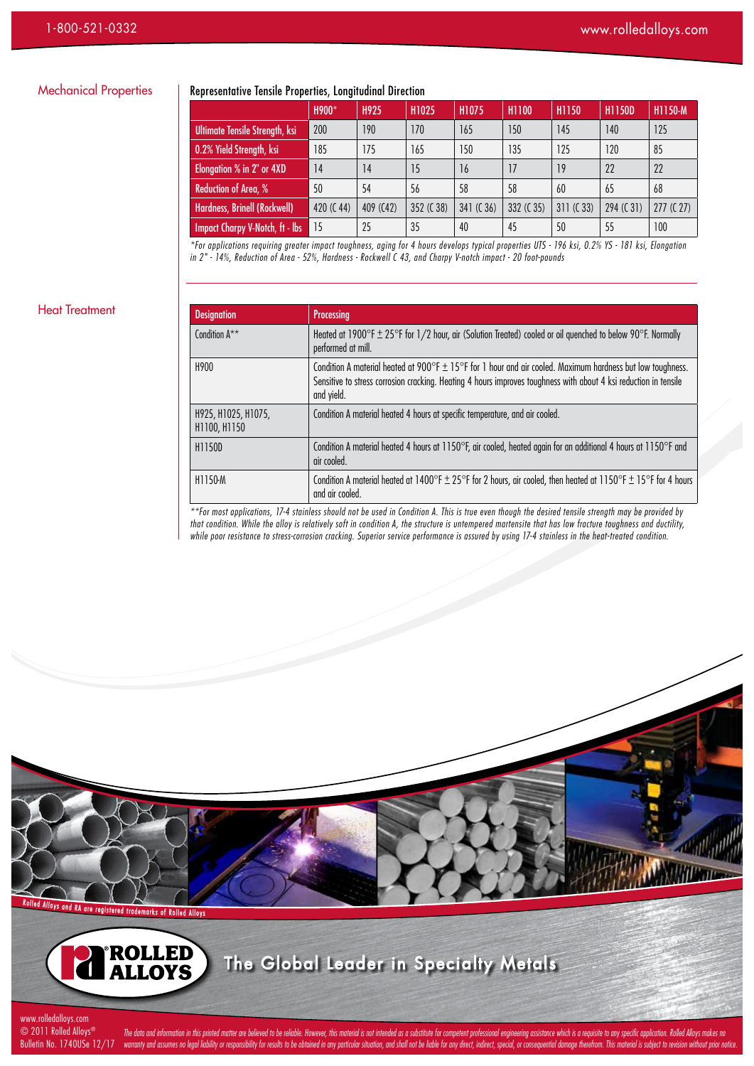## Mechanical Properties

### Representative Tensile Properties, Longitudinal Direction

| | H900* | H925 | H1025 | H1075 | H1100 | H1150 | H1150D | H1150-M |
|---|---|---|---|---|---|---|---|---|
| Ultimate Tensile Strength, ksi | 200 | 190 | 170 | 165 | 150 | 145 | 140 | 125 |
| 0.2% Yield Strength, ksi | 185 | 175 | 165 | 150 | 135 | 125 | 120 | 85 |
| Elongation % in 2" or 4XD | 14 | 14 | 15 | 16 | 17 | 19 | 22 | 22 |
| Reduction of Area, % | 50 | 54 | 56 | 58 | 58 | 60 | 65 | 68 |
| Hardness, Brinell (Rockwell) | 420 (C 44) | 409 (C42) | 352 (C 38) | 341 (C 36) | 332 (C 35) | 311 (C 33) | 294 (C 31) | 277 (C 27) |
| Impact Charpy V-Notch, ft - lbs | 15 | 25 | 35 | 40 | 45 | 50 | 55 | 100 |

*For applications requiring greater impact toughness, aging for 4 hours develops typical properties UTS - 196 ksi, 0.2% YS - 181 ksi, Elongation in 2" - 14%, Reduction of Area - 52%, Hardness - Rockwell C 43, and Charpy V-notch impact - 20 foot-pounds

## Heat Treatment

| Designation | Processing |
|---|---|
| Condition A** | Heated at 1900°F ± 25°F for 1/2 hour, air (Solution Treated) cooled or oil quenched to below 90°F. Normally performed at mill. |
| H900 | Condition A material heated at 900°F ± 15°F for 1 hour and air cooled. Maximum hardness but low toughness. Sensitive to stress corrosion cracking. Heating 4 hours improves toughness with about 4 ksi reduction in tensile and yield. |
| H925, H1025, H1075, H1100, H1150 | Condition A material heated 4 hours at specific temperature, and air cooled. |
| H1150D | Condition A material heated 4 hours at 1150°F, air cooled, heated again for an additional 4 hours at 1150°F and air cooled. |
| H1150-M | Condition A material heated at 1400°F ± 25°F for 2 hours, air cooled, then heated at 1150°F ± 15°F for 4 hours and air cooled. |

**For most applications, 17-4 stainless should not be used in Condition A. This is true even though the desired tensile strength may be provided by that condition. While the alloy is relatively soft in condition A, the structure is untempered martensite that has low fracture toughness and ductility, while poor resistance to stress-corrosion cracking. Superior service performance is assured by using 17-4 stainless in the heat-treated condition.

Rolled Alloys and RA are registered trademarks of Rolled Alloys

ROLLED ALLOYS — The Global Leader in Specialty Metals

www.rolledalloys.com
© 2011 Rolled Alloys®
Bulletin No. 1740USe 12/17

The data and information in this printed matter are believed to be reliable. However, this material is not intended as a substitute for competent professional engineering assistance which is a requisite to any specific application. Rolled Alloys makes no warranty and assumes no legal liability or responsibility for results to be obtained in any particular situation, and shall not be liable for any direct, indirect, special, or consequential damage therefrom. This material is subject to revision without prior notice.